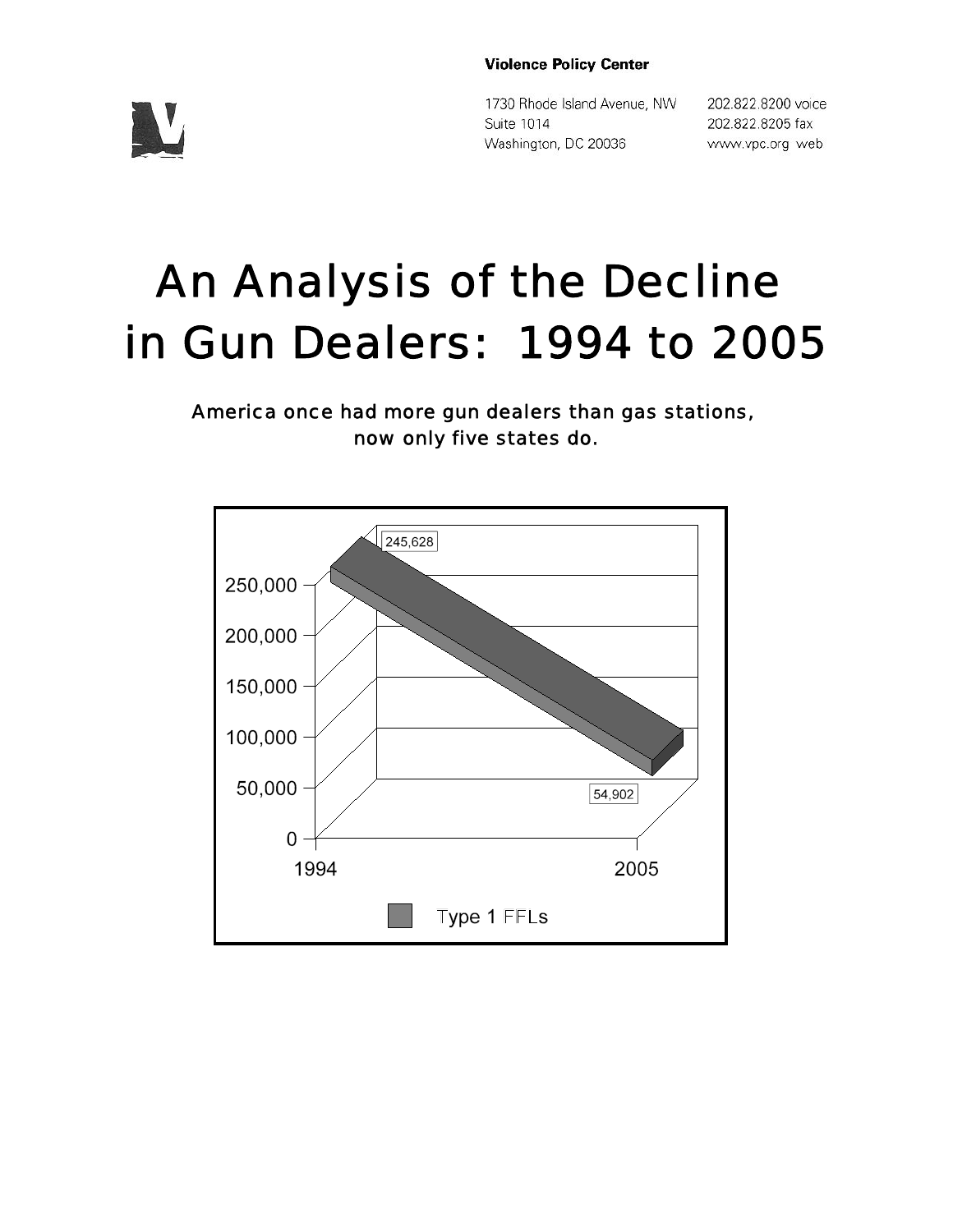**Violence Policy Center**

1730 Rhode Island Avenue, NW
Suite 1014
Washington, DC 20036

202.822.8200 voice
202.822.8205 fax
www.vpc.org web

# An Analysis of the Decline in Gun Dealers: 1994 to 2005

America once had more gun dealers than gas stations, now only five states do.

245,628

54,902

250,000
200,000
150,000
100,000
50,000
0

1994 2005

Type 1 FFLs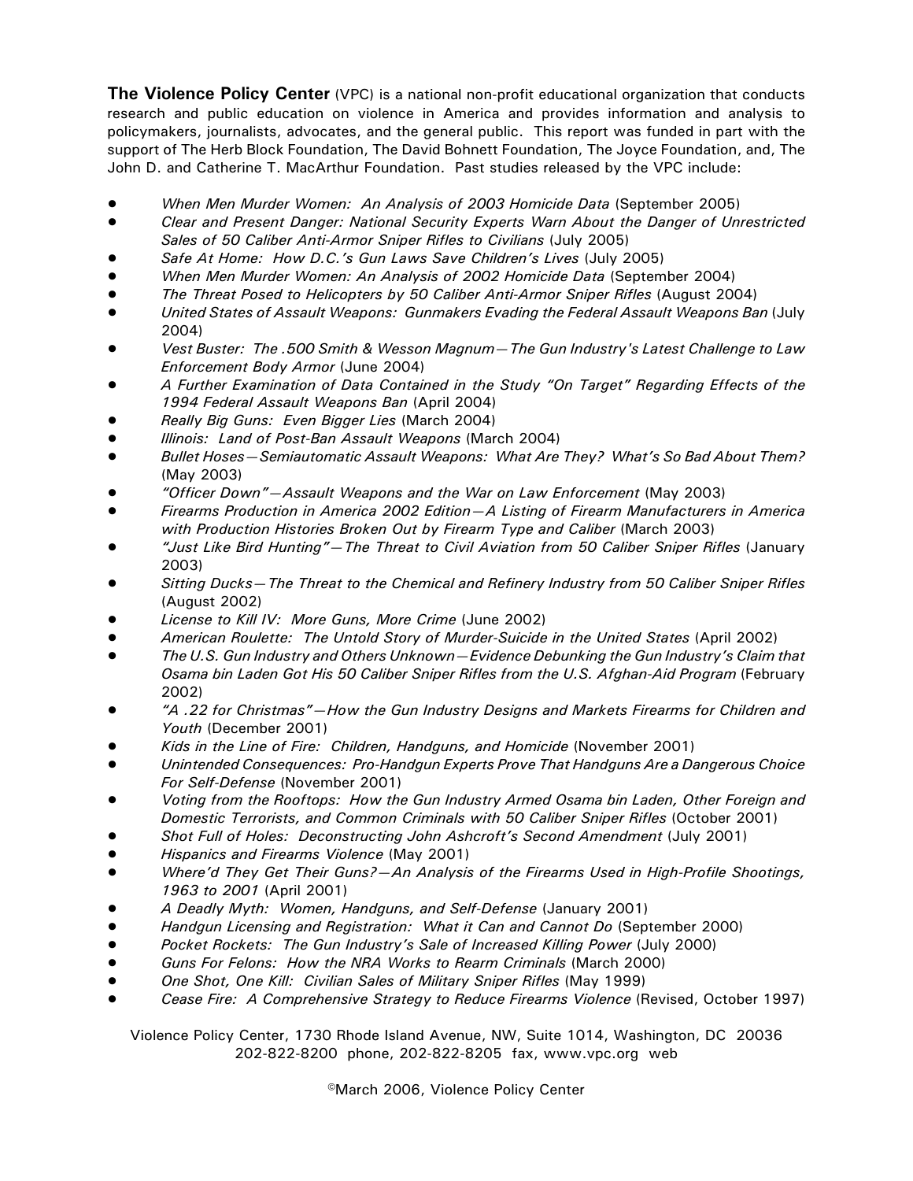**The Violence Policy Center** (VPC) is a national non-profit educational organization that conducts research and public education on violence in America and provides information and analysis to policymakers, journalists, advocates, and the general public. This report was funded in part with the support of The Herb Block Foundation, The David Bohnett Foundation, The Joyce Foundation, and, The John D. and Catherine T. MacArthur Foundation. Past studies released by the VPC include:

- *When Men Murder Women: An Analysis of 2003 Homicide Data* (September 2005)
- *Clear and Present Danger: National Security Experts Warn About the Danger of Unrestricted Sales of 50 Caliber Anti-Armor Sniper Rifles to Civilians* (July 2005)
- *Safe At Home: How D.C.'s Gun Laws Save Children's Lives* (July 2005)
- *When Men Murder Women: An Analysis of 2002 Homicide Data* (September 2004)
- *The Threat Posed to Helicopters by 50 Caliber Anti-Armor Sniper Rifles* (August 2004)
- *United States of Assault Weapons: Gunmakers Evading the Federal Assault Weapons Ban* (July 2004)
- *Vest Buster: The .500 Smith & Wesson Magnum—The Gun Industry's Latest Challenge to Law Enforcement Body Armor* (June 2004)
- *A Further Examination of Data Contained in the Study "On Target" Regarding Effects of the 1994 Federal Assault Weapons Ban* (April 2004)
- *Really Big Guns: Even Bigger Lies* (March 2004)
- *Illinois: Land of Post-Ban Assault Weapons* (March 2004)
- *Bullet Hoses—Semiautomatic Assault Weapons: What Are They? What's So Bad About Them?* (May 2003)
- *"Officer Down"—Assault Weapons and the War on Law Enforcement* (May 2003)
- *Firearms Production in America 2002 Edition—A Listing of Firearm Manufacturers in America with Production Histories Broken Out by Firearm Type and Caliber* (March 2003)
- *"Just Like Bird Hunting"—The Threat to Civil Aviation from 50 Caliber Sniper Rifles* (January 2003)
- *Sitting Ducks—The Threat to the Chemical and Refinery Industry from 50 Caliber Sniper Rifles* (August 2002)
- *License to Kill IV: More Guns, More Crime* (June 2002)
- *American Roulette: The Untold Story of Murder-Suicide in the United States* (April 2002)
- *The U.S. Gun Industry and Others Unknown—Evidence Debunking the Gun Industry's Claim that Osama bin Laden Got His 50 Caliber Sniper Rifles from the U.S. Afghan-Aid Program* (February 2002)
- *"A .22 for Christmas"—How the Gun Industry Designs and Markets Firearms for Children and Youth* (December 2001)
- *Kids in the Line of Fire: Children, Handguns, and Homicide* (November 2001)
- *Unintended Consequences: Pro-Handgun Experts Prove That Handguns Are a Dangerous Choice For Self-Defense* (November 2001)
- *Voting from the Rooftops: How the Gun Industry Armed Osama bin Laden, Other Foreign and Domestic Terrorists, and Common Criminals with 50 Caliber Sniper Rifles* (October 2001)
- *Shot Full of Holes: Deconstructing John Ashcroft's Second Amendment* (July 2001)
- *Hispanics and Firearms Violence* (May 2001)
- *Where'd They Get Their Guns?—An Analysis of the Firearms Used in High-Profile Shootings, 1963 to 2001* (April 2001)
- *A Deadly Myth: Women, Handguns, and Self-Defense* (January 2001)
- *Handgun Licensing and Registration: What it Can and Cannot Do* (September 2000)
- *Pocket Rockets: The Gun Industry's Sale of Increased Killing Power* (July 2000)
- *Guns For Felons: How the NRA Works to Rearm Criminals* (March 2000)
- *One Shot, One Kill: Civilian Sales of Military Sniper Rifles* (May 1999)
- *Cease Fire: A Comprehensive Strategy to Reduce Firearms Violence* (Revised, October 1997)

Violence Policy Center, 1730 Rhode Island Avenue, NW, Suite 1014, Washington, DC 20036
202-822-8200 phone, 202-822-8205 fax, www.vpc.org web

©March 2006, Violence Policy Center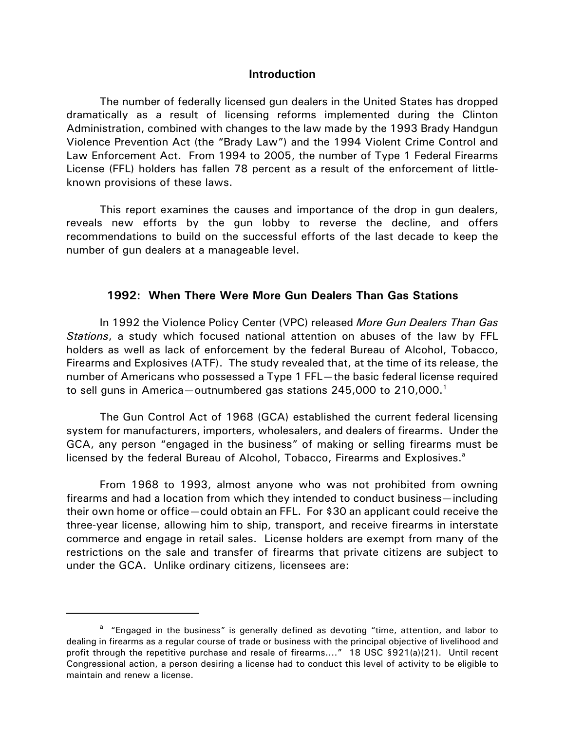## Introduction

The number of federally licensed gun dealers in the United States has dropped dramatically as a result of licensing reforms implemented during the Clinton Administration, combined with changes to the law made by the 1993 Brady Handgun Violence Prevention Act (the "Brady Law") and the 1994 Violent Crime Control and Law Enforcement Act. From 1994 to 2005, the number of Type 1 Federal Firearms License (FFL) holders has fallen 78 percent as a result of the enforcement of little-known provisions of these laws.

This report examines the causes and importance of the drop in gun dealers, reveals new efforts by the gun lobby to reverse the decline, and offers recommendations to build on the successful efforts of the last decade to keep the number of gun dealers at a manageable level.

## 1992: When There Were More Gun Dealers Than Gas Stations

In 1992 the Violence Policy Center (VPC) released *More Gun Dealers Than Gas Stations*, a study which focused national attention on abuses of the law by FFL holders as well as lack of enforcement by the federal Bureau of Alcohol, Tobacco, Firearms and Explosives (ATF). The study revealed that, at the time of its release, the number of Americans who possessed a Type 1 FFL—the basic federal license required to sell guns in America—outnumbered gas stations 245,000 to 210,000.[1]

The Gun Control Act of 1968 (GCA) established the current federal licensing system for manufacturers, importers, wholesalers, and dealers of firearms. Under the GCA, any person "engaged in the business" of making or selling firearms must be licensed by the federal Bureau of Alcohol, Tobacco, Firearms and Explosives.[a]

From 1968 to 1993, almost anyone who was not prohibited from owning firearms and had a location from which they intended to conduct business—including their own home or office—could obtain an FFL. For $30 an applicant could receive the three-year license, allowing him to ship, transport, and receive firearms in interstate commerce and engage in retail sales. License holders are exempt from many of the restrictions on the sale and transfer of firearms that private citizens are subject to under the GCA. Unlike ordinary citizens, licensees are:

---

[a] "Engaged in the business" is generally defined as devoting "time, attention, and labor to dealing in firearms as a regular course of trade or business with the principal objective of livelihood and profit through the repetitive purchase and resale of firearms...." 18 USC §921(a)(21). Until recent Congressional action, a person desiring a license had to conduct this level of activity to be eligible to maintain and renew a license.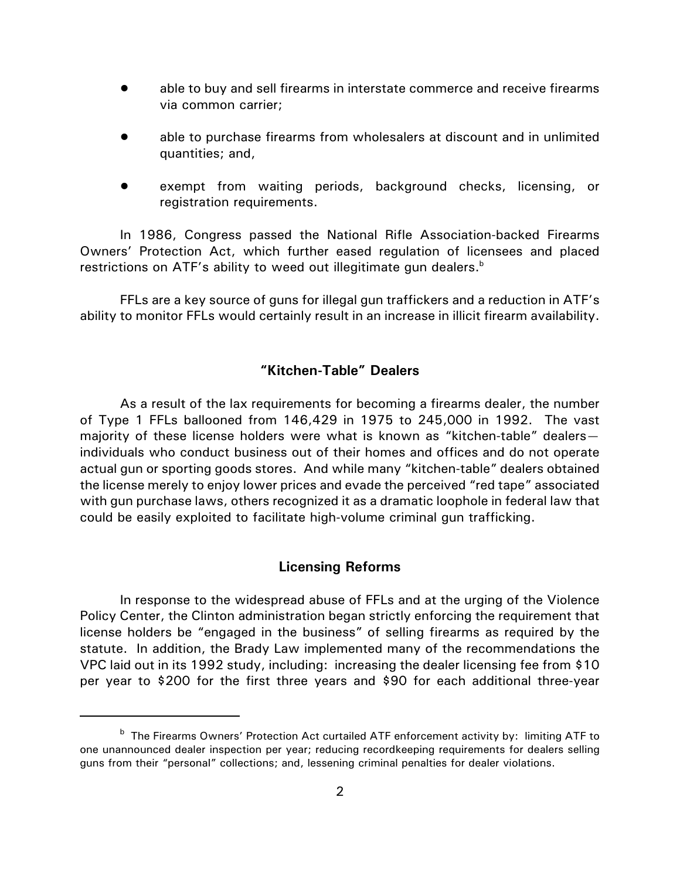- able to buy and sell firearms in interstate commerce and receive firearms via common carrier;
- able to purchase firearms from wholesalers at discount and in unlimited quantities; and,
- exempt from waiting periods, background checks, licensing, or registration requirements.

In 1986, Congress passed the National Rifle Association-backed Firearms Owners' Protection Act, which further eased regulation of licensees and placed restrictions on ATF's ability to weed out illegitimate gun dealers.[b]

FFLs are a key source of guns for illegal gun traffickers and a reduction in ATF's ability to monitor FFLs would certainly result in an increase in illicit firearm availability.

## "Kitchen-Table" Dealers

As a result of the lax requirements for becoming a firearms dealer, the number of Type 1 FFLs ballooned from 146,429 in 1975 to 245,000 in 1992. The vast majority of these license holders were what is known as "kitchen-table" dealers—individuals who conduct business out of their homes and offices and do not operate actual gun or sporting goods stores. And while many "kitchen-table" dealers obtained the license merely to enjoy lower prices and evade the perceived "red tape" associated with gun purchase laws, others recognized it as a dramatic loophole in federal law that could be easily exploited to facilitate high-volume criminal gun trafficking.

## Licensing Reforms

In response to the widespread abuse of FFLs and at the urging of the Violence Policy Center, the Clinton administration began strictly enforcing the requirement that license holders be "engaged in the business" of selling firearms as required by the statute. In addition, the Brady Law implemented many of the recommendations the VPC laid out in its 1992 study, including: increasing the dealer licensing fee from $10 per year to $200 for the first three years and $90 for each additional three-year

[b] The Firearms Owners' Protection Act curtailed ATF enforcement activity by: limiting ATF to one unannounced dealer inspection per year; reducing recordkeeping requirements for dealers selling guns from their "personal" collections; and, lessening criminal penalties for dealer violations.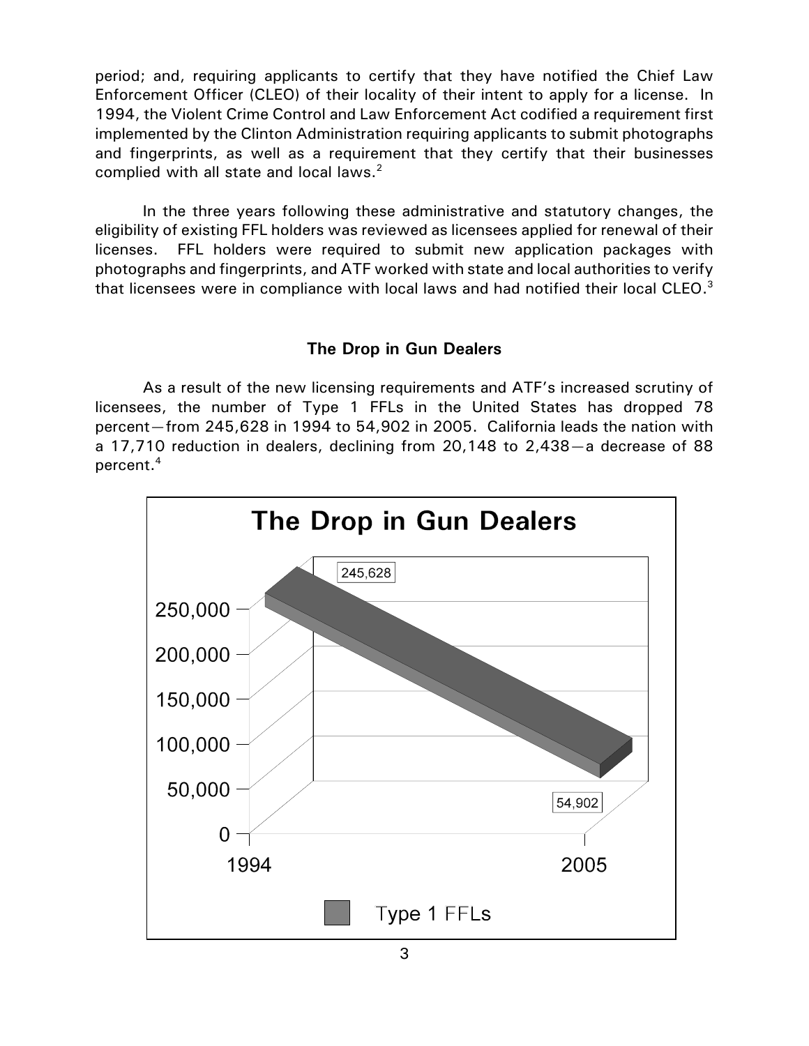period; and, requiring applicants to certify that they have notified the Chief Law Enforcement Officer (CLEO) of their locality of their intent to apply for a license. In 1994, the Violent Crime Control and Law Enforcement Act codified a requirement first implemented by the Clinton Administration requiring applicants to submit photographs and fingerprints, as well as a requirement that they certify that their businesses complied with all state and local laws.[2]

In the three years following these administrative and statutory changes, the eligibility of existing FFL holders was reviewed as licensees applied for renewal of their licenses. FFL holders were required to submit new application packages with photographs and fingerprints, and ATF worked with state and local authorities to verify that licensees were in compliance with local laws and had notified their local CLEO.[3]

## The Drop in Gun Dealers

As a result of the new licensing requirements and ATF's increased scrutiny of licensees, the number of Type 1 FFLs in the United States has dropped 78 percent—from 245,628 in 1994 to 54,902 in 2005. California leads the nation with a 17,710 reduction in dealers, declining from 20,148 to 2,438—a decrease of 88 percent.[4]

**The Drop in Gun Dealers**

| Year | Type 1 FFLs |
|---|---|
| 1994 | 245,628 |
| 2005 | 54,902 |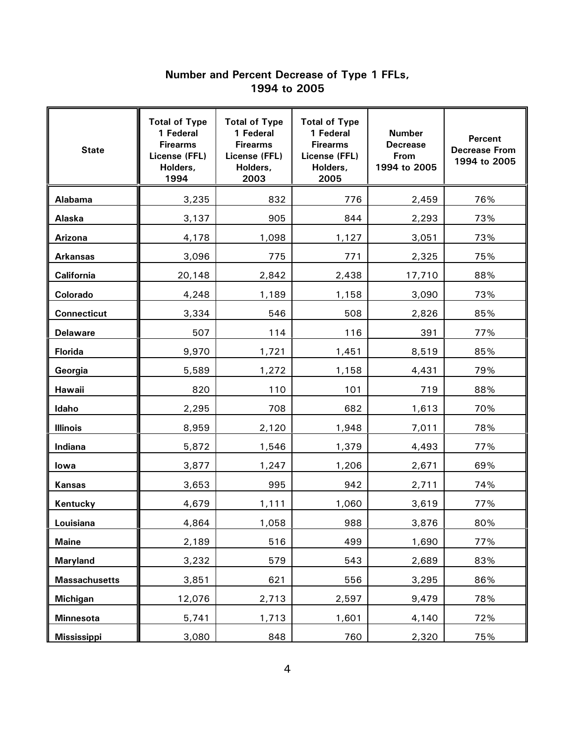## Number and Percent Decrease of Type 1 FFLs, 1994 to 2005

| State | Total of Type 1 Federal Firearms License (FFL) Holders, 1994 | Total of Type 1 Federal Firearms License (FFL) Holders, 2003 | Total of Type 1 Federal Firearms License (FFL) Holders, 2005 | Number Decrease From 1994 to 2005 | Percent Decrease From 1994 to 2005 |
|---|---|---|---|---|---|
| **Alabama** | 3,235 | 832 | 776 | 2,459 | 76% |
| **Alaska** | 3,137 | 905 | 844 | 2,293 | 73% |
| **Arizona** | 4,178 | 1,098 | 1,127 | 3,051 | 73% |
| **Arkansas** | 3,096 | 775 | 771 | 2,325 | 75% |
| **California** | 20,148 | 2,842 | 2,438 | 17,710 | 88% |
| **Colorado** | 4,248 | 1,189 | 1,158 | 3,090 | 73% |
| **Connecticut** | 3,334 | 546 | 508 | 2,826 | 85% |
| **Delaware** | 507 | 114 | 116 | 391 | 77% |
| **Florida** | 9,970 | 1,721 | 1,451 | 8,519 | 85% |
| **Georgia** | 5,589 | 1,272 | 1,158 | 4,431 | 79% |
| **Hawaii** | 820 | 110 | 101 | 719 | 88% |
| **Idaho** | 2,295 | 708 | 682 | 1,613 | 70% |
| **Illinois** | 8,959 | 2,120 | 1,948 | 7,011 | 78% |
| **Indiana** | 5,872 | 1,546 | 1,379 | 4,493 | 77% |
| **Iowa** | 3,877 | 1,247 | 1,206 | 2,671 | 69% |
| **Kansas** | 3,653 | 995 | 942 | 2,711 | 74% |
| **Kentucky** | 4,679 | 1,111 | 1,060 | 3,619 | 77% |
| **Louisiana** | 4,864 | 1,058 | 988 | 3,876 | 80% |
| **Maine** | 2,189 | 516 | 499 | 1,690 | 77% |
| **Maryland** | 3,232 | 579 | 543 | 2,689 | 83% |
| **Massachusetts** | 3,851 | 621 | 556 | 3,295 | 86% |
| **Michigan** | 12,076 | 2,713 | 2,597 | 9,479 | 78% |
| **Minnesota** | 5,741 | 1,713 | 1,601 | 4,140 | 72% |
| **Mississippi** | 3,080 | 848 | 760 | 2,320 | 75% |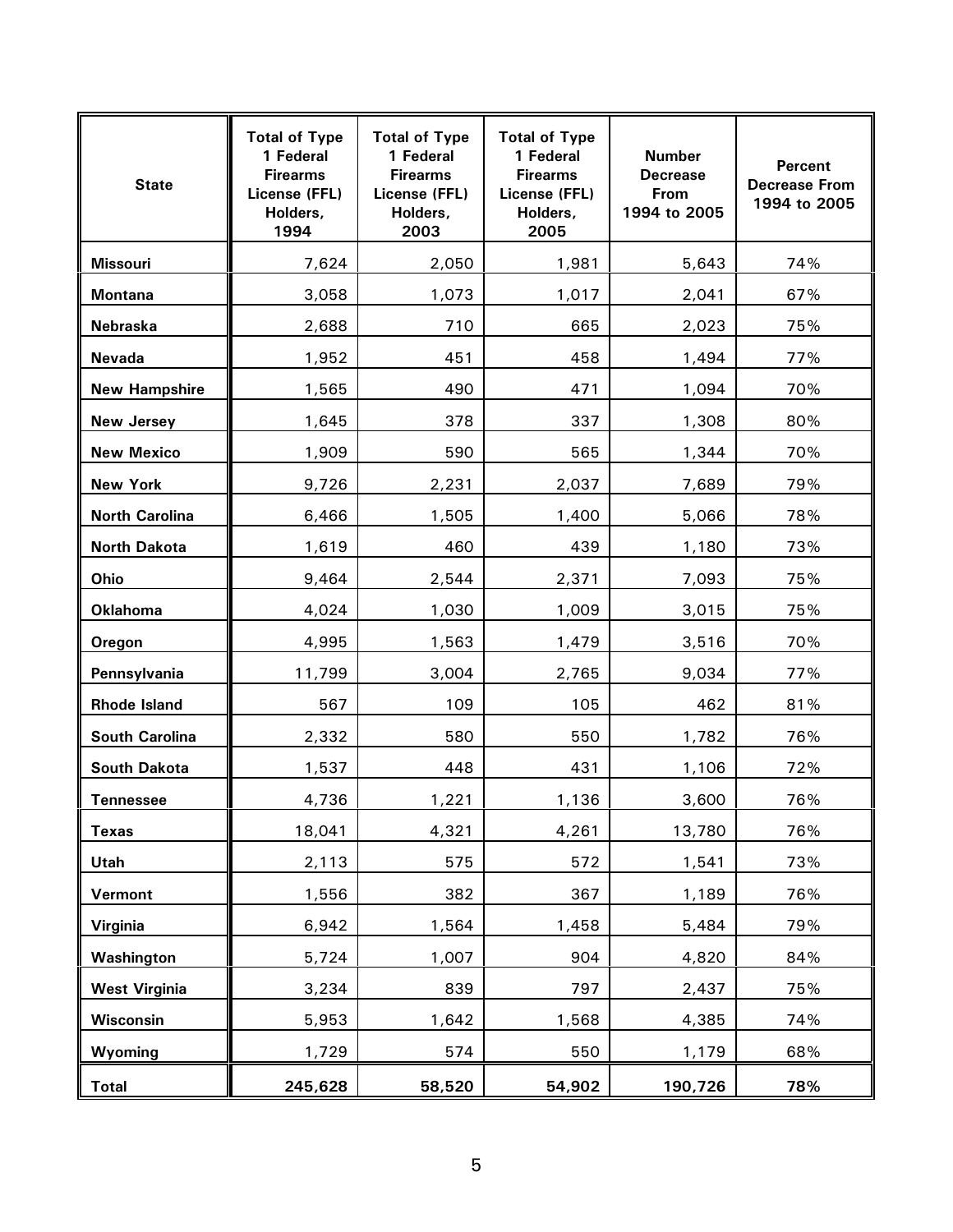| State | Total of Type 1 Federal Firearms License (FFL) Holders, 1994 | Total of Type 1 Federal Firearms License (FFL) Holders, 2003 | Total of Type 1 Federal Firearms License (FFL) Holders, 2005 | Number Decrease From 1994 to 2005 | Percent Decrease From 1994 to 2005 |
|---|---|---|---|---|---|
| **Missouri** | 7,624 | 2,050 | 1,981 | 5,643 | 74% |
| **Montana** | 3,058 | 1,073 | 1,017 | 2,041 | 67% |
| **Nebraska** | 2,688 | 710 | 665 | 2,023 | 75% |
| **Nevada** | 1,952 | 451 | 458 | 1,494 | 77% |
| **New Hampshire** | 1,565 | 490 | 471 | 1,094 | 70% |
| **New Jersey** | 1,645 | 378 | 337 | 1,308 | 80% |
| **New Mexico** | 1,909 | 590 | 565 | 1,344 | 70% |
| **New York** | 9,726 | 2,231 | 2,037 | 7,689 | 79% |
| **North Carolina** | 6,466 | 1,505 | 1,400 | 5,066 | 78% |
| **North Dakota** | 1,619 | 460 | 439 | 1,180 | 73% |
| **Ohio** | 9,464 | 2,544 | 2,371 | 7,093 | 75% |
| **Oklahoma** | 4,024 | 1,030 | 1,009 | 3,015 | 75% |
| **Oregon** | 4,995 | 1,563 | 1,479 | 3,516 | 70% |
| **Pennsylvania** | 11,799 | 3,004 | 2,765 | 9,034 | 77% |
| **Rhode Island** | 567 | 109 | 105 | 462 | 81% |
| **South Carolina** | 2,332 | 580 | 550 | 1,782 | 76% |
| **South Dakota** | 1,537 | 448 | 431 | 1,106 | 72% |
| **Tennessee** | 4,736 | 1,221 | 1,136 | 3,600 | 76% |
| **Texas** | 18,041 | 4,321 | 4,261 | 13,780 | 76% |
| **Utah** | 2,113 | 575 | 572 | 1,541 | 73% |
| **Vermont** | 1,556 | 382 | 367 | 1,189 | 76% |
| **Virginia** | 6,942 | 1,564 | 1,458 | 5,484 | 79% |
| **Washington** | 5,724 | 1,007 | 904 | 4,820 | 84% |
| **West Virginia** | 3,234 | 839 | 797 | 2,437 | 75% |
| **Wisconsin** | 5,953 | 1,642 | 1,568 | 4,385 | 74% |
| **Wyoming** | 1,729 | 574 | 550 | 1,179 | 68% |
| **Total** | **245,628** | **58,520** | **54,902** | **190,726** | **78%** |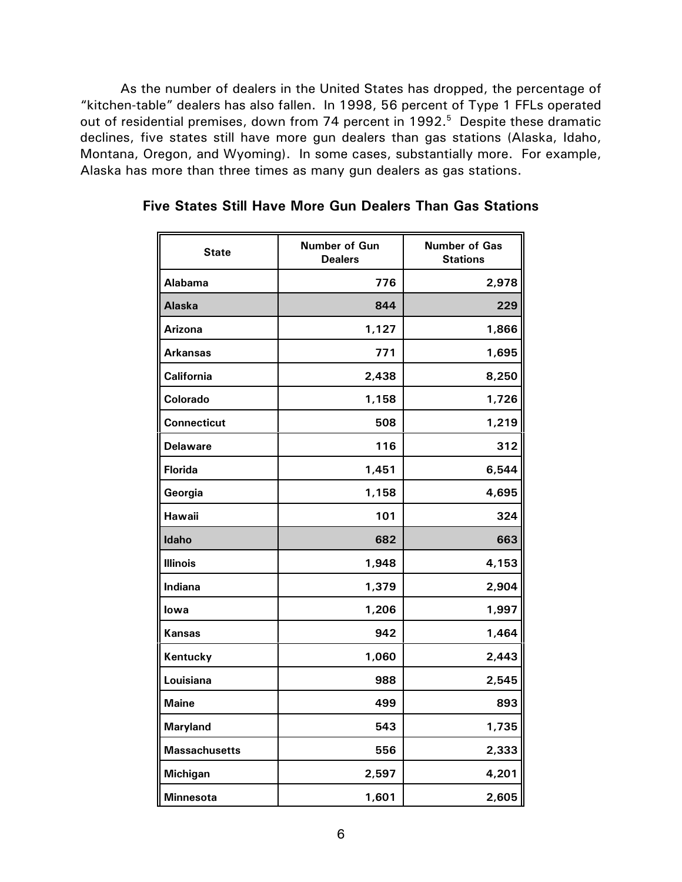As the number of dealers in the United States has dropped, the percentage of "kitchen-table" dealers has also fallen. In 1998, 56 percent of Type 1 FFLs operated out of residential premises, down from 74 percent in 1992.[5] Despite these dramatic declines, five states still have more gun dealers than gas stations (Alaska, Idaho, Montana, Oregon, and Wyoming). In some cases, substantially more. For example, Alaska has more than three times as many gun dealers as gas stations.

**Five States Still Have More Gun Dealers Than Gas Stations**

| State | Number of Gun Dealers | Number of Gas Stations |
|---|---:|---:|
| Alabama | 776 | 2,978 |
| Alaska | 844 | 229 |
| Arizona | 1,127 | 1,866 |
| Arkansas | 771 | 1,695 |
| California | 2,438 | 8,250 |
| Colorado | 1,158 | 1,726 |
| Connecticut | 508 | 1,219 |
| Delaware | 116 | 312 |
| Florida | 1,451 | 6,544 |
| Georgia | 1,158 | 4,695 |
| Hawaii | 101 | 324 |
| Idaho | 682 | 663 |
| Illinois | 1,948 | 4,153 |
| Indiana | 1,379 | 2,904 |
| Iowa | 1,206 | 1,997 |
| Kansas | 942 | 1,464 |
| Kentucky | 1,060 | 2,443 |
| Louisiana | 988 | 2,545 |
| Maine | 499 | 893 |
| Maryland | 543 | 1,735 |
| Massachusetts | 556 | 2,333 |
| Michigan | 2,597 | 4,201 |
| Minnesota | 1,601 | 2,605 |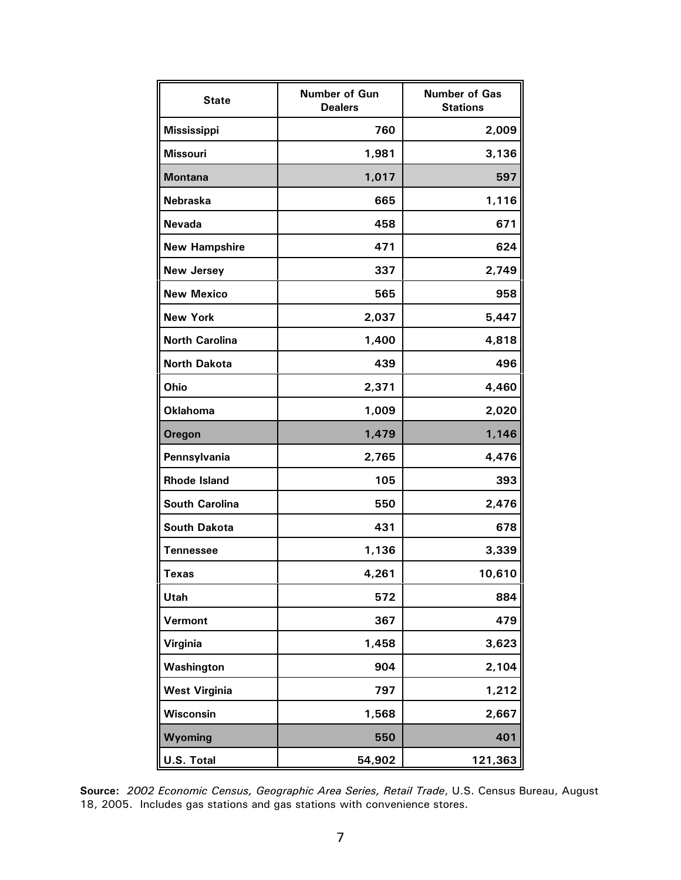| State | Number of Gun Dealers | Number of Gas Stations |
|---|---|---|
| Mississippi | 760 | 2,009 |
| Missouri | 1,981 | 3,136 |
| Montana | 1,017 | 597 |
| Nebraska | 665 | 1,116 |
| Nevada | 458 | 671 |
| New Hampshire | 471 | 624 |
| New Jersey | 337 | 2,749 |
| New Mexico | 565 | 958 |
| New York | 2,037 | 5,447 |
| North Carolina | 1,400 | 4,818 |
| North Dakota | 439 | 496 |
| Ohio | 2,371 | 4,460 |
| Oklahoma | 1,009 | 2,020 |
| Oregon | 1,479 | 1,146 |
| Pennsylvania | 2,765 | 4,476 |
| Rhode Island | 105 | 393 |
| South Carolina | 550 | 2,476 |
| South Dakota | 431 | 678 |
| Tennessee | 1,136 | 3,339 |
| Texas | 4,261 | 10,610 |
| Utah | 572 | 884 |
| Vermont | 367 | 479 |
| Virginia | 1,458 | 3,623 |
| Washington | 904 | 2,104 |
| West Virginia | 797 | 1,212 |
| Wisconsin | 1,568 | 2,667 |
| Wyoming | 550 | 401 |
| U.S. Total | 54,902 | 121,363 |

**Source:** *2002 Economic Census, Geographic Area Series, Retail Trade*, U.S. Census Bureau, August 18, 2005. Includes gas stations and gas stations with convenience stores.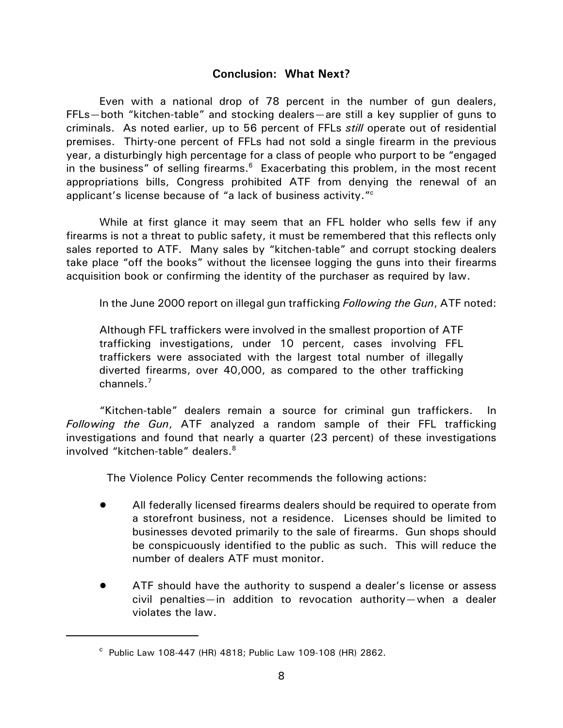## Conclusion: What Next?

Even with a national drop of 78 percent in the number of gun dealers, FFLs—both "kitchen-table" and stocking dealers—are still a key supplier of guns to criminals. As noted earlier, up to 56 percent of FFLs *still* operate out of residential premises. Thirty-one percent of FFLs had not sold a single firearm in the previous year, a disturbingly high percentage for a class of people who purport to be "engaged in the business" of selling firearms.[6] Exacerbating this problem, in the most recent appropriations bills, Congress prohibited ATF from denying the renewal of an applicant's license because of "a lack of business activity."[c]

While at first glance it may seem that an FFL holder who sells few if any firearms is not a threat to public safety, it must be remembered that this reflects only sales reported to ATF. Many sales by "kitchen-table" and corrupt stocking dealers take place "off the books" without the licensee logging the guns into their firearms acquisition book or confirming the identity of the purchaser as required by law.

In the June 2000 report on illegal gun trafficking *Following the Gun*, ATF noted:

> Although FFL traffickers were involved in the smallest proportion of ATF trafficking investigations, under 10 percent, cases involving FFL traffickers were associated with the largest total number of illegally diverted firearms, over 40,000, as compared to the other trafficking channels.[7]

"Kitchen-table" dealers remain a source for criminal gun traffickers. In *Following the Gun*, ATF analyzed a random sample of their FFL trafficking investigations and found that nearly a quarter (23 percent) of these investigations involved "kitchen-table" dealers.[8]

The Violence Policy Center recommends the following actions:

- All federally licensed firearms dealers should be required to operate from a storefront business, not a residence. Licenses should be limited to businesses devoted primarily to the sale of firearms. Gun shops should be conspicuously identified to the public as such. This will reduce the number of dealers ATF must monitor.
- ATF should have the authority to suspend a dealer's license or assess civil penalties—in addition to revocation authority—when a dealer violates the law.

---

[c] Public Law 108-447 (HR) 4818; Public Law 109-108 (HR) 2862.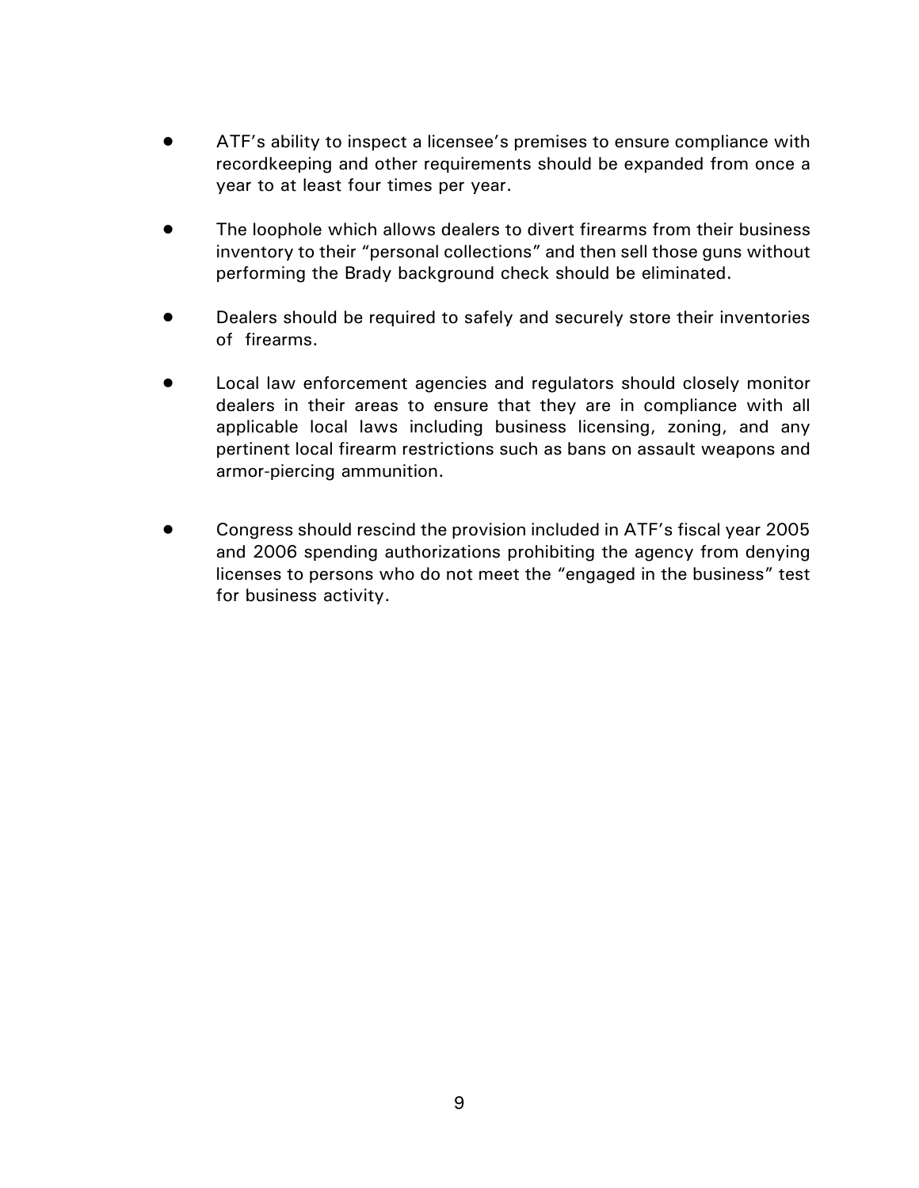- ATF's ability to inspect a licensee's premises to ensure compliance with recordkeeping and other requirements should be expanded from once a year to at least four times per year.

- The loophole which allows dealers to divert firearms from their business inventory to their "personal collections" and then sell those guns without performing the Brady background check should be eliminated.

- Dealers should be required to safely and securely store their inventories of firearms.

- Local law enforcement agencies and regulators should closely monitor dealers in their areas to ensure that they are in compliance with all applicable local laws including business licensing, zoning, and any pertinent local firearm restrictions such as bans on assault weapons and armor-piercing ammunition.

- Congress should rescind the provision included in ATF's fiscal year 2005 and 2006 spending authorizations prohibiting the agency from denying licenses to persons who do not meet the "engaged in the business" test for business activity.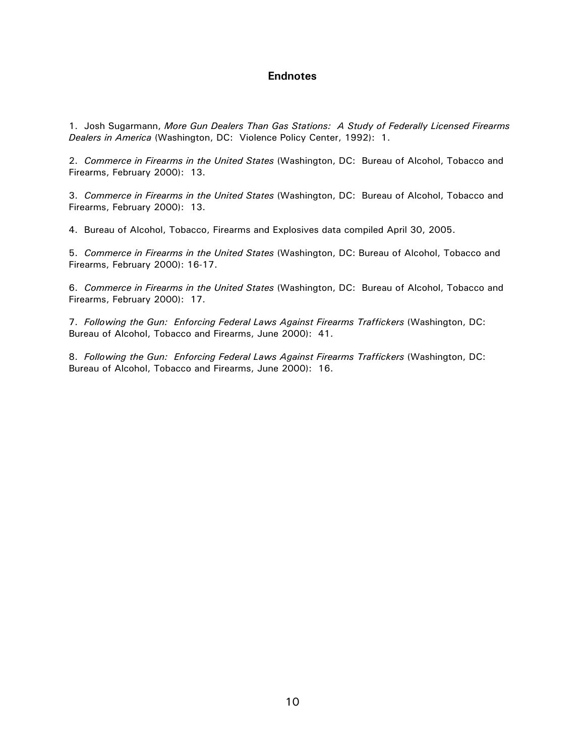## Endnotes

1. Josh Sugarmann, *More Gun Dealers Than Gas Stations: A Study of Federally Licensed Firearms Dealers in America* (Washington, DC: Violence Policy Center, 1992): 1.

2. *Commerce in Firearms in the United States* (Washington, DC: Bureau of Alcohol, Tobacco and Firearms, February 2000): 13.

3. *Commerce in Firearms in the United States* (Washington, DC: Bureau of Alcohol, Tobacco and Firearms, February 2000): 13.

4. Bureau of Alcohol, Tobacco, Firearms and Explosives data compiled April 30, 2005.

5. *Commerce in Firearms in the United States* (Washington, DC: Bureau of Alcohol, Tobacco and Firearms, February 2000): 16-17.

6. *Commerce in Firearms in the United States* (Washington, DC: Bureau of Alcohol, Tobacco and Firearms, February 2000): 17.

7. *Following the Gun: Enforcing Federal Laws Against Firearms Traffickers* (Washington, DC: Bureau of Alcohol, Tobacco and Firearms, June 2000): 41.

8. *Following the Gun: Enforcing Federal Laws Against Firearms Traffickers* (Washington, DC: Bureau of Alcohol, Tobacco and Firearms, June 2000): 16.